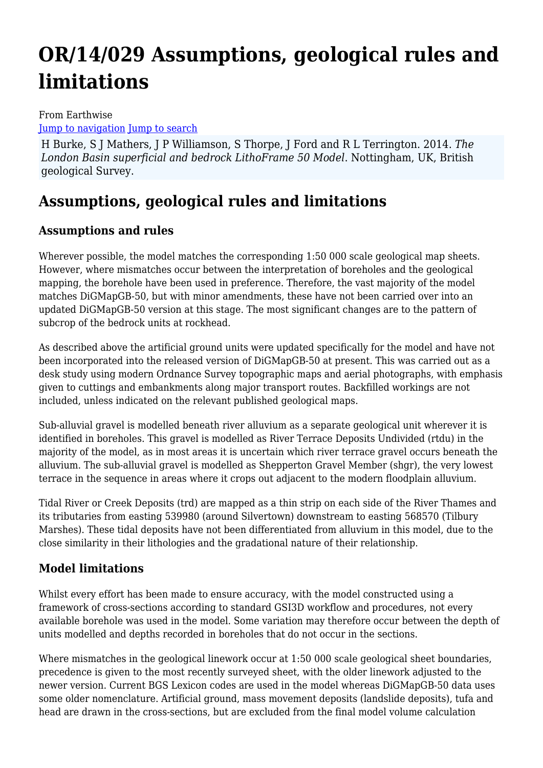# OR/14/029 Assumptions, geological rules and limitations

From Earthwise

Jump to navigation Jump to search

H Burke, S J Mathers, J P Williamson, S Thorpe, J Ford and R L Terrington. 2014. *The London Basin superficial and bedrock LithoFrame 50 Model*. Nottingham, UK, British geological Survey.

## Assumptions, geological rules and limitations

### Assumptions and rules

Wherever possible, the model matches the corresponding 1:50 000 scale geological map sheets. However, where mismatches occur between the interpretation of boreholes and the geological mapping, the borehole have been used in preference. Therefore, the vast majority of the model matches DiGMapGB-50, but with minor amendments, these have not been carried over into an updated DiGMapGB-50 version at this stage. The most significant changes are to the pattern of subcrop of the bedrock units at rockhead.

As described above the artificial ground units were updated specifically for the model and have not been incorporated into the released version of DiGMapGB-50 at present. This was carried out as a desk study using modern Ordnance Survey topographic maps and aerial photographs, with emphasis given to cuttings and embankments along major transport routes. Backfilled workings are not included, unless indicated on the relevant published geological maps.

Sub-alluvial gravel is modelled beneath river alluvium as a separate geological unit wherever it is identified in boreholes. This gravel is modelled as River Terrace Deposits Undivided (rtdu) in the majority of the model, as in most areas it is uncertain which river terrace gravel occurs beneath the alluvium. The sub-alluvial gravel is modelled as Shepperton Gravel Member (shgr), the very lowest terrace in the sequence in areas where it crops out adjacent to the modern floodplain alluvium.

Tidal River or Creek Deposits (trd) are mapped as a thin strip on each side of the River Thames and its tributaries from easting 539980 (around Silvertown) downstream to easting 568570 (Tilbury Marshes). These tidal deposits have not been differentiated from alluvium in this model, due to the close similarity in their lithologies and the gradational nature of their relationship.

### Model limitations

Whilst every effort has been made to ensure accuracy, with the model constructed using a framework of cross-sections according to standard GSI3D workflow and procedures, not every available borehole was used in the model. Some variation may therefore occur between the depth of units modelled and depths recorded in boreholes that do not occur in the sections.

Where mismatches in the geological linework occur at 1:50 000 scale geological sheet boundaries, precedence is given to the most recently surveyed sheet, with the older linework adjusted to the newer version. Current BGS Lexicon codes are used in the model whereas DiGMapGB-50 data uses some older nomenclature. Artificial ground, mass movement deposits (landslide deposits), tufa and head are drawn in the cross-sections, but are excluded from the final model volume calculation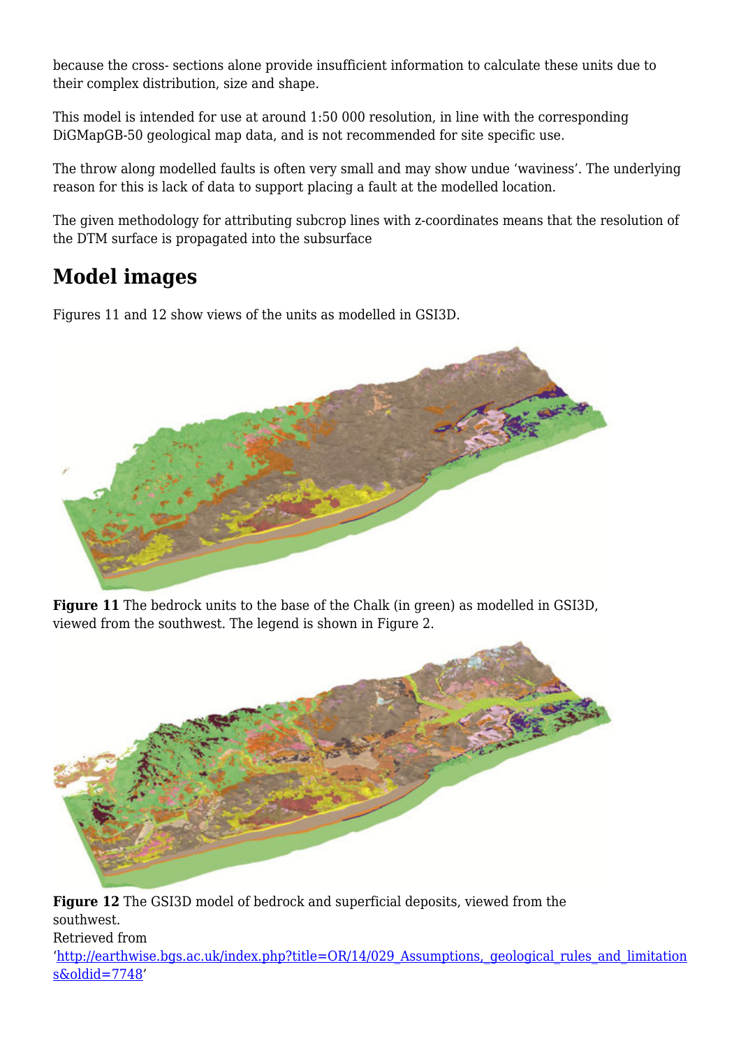because the cross- sections alone provide insufficient information to calculate these units due to their complex distribution, size and shape.

This model is intended for use at around 1:50 000 resolution, in line with the corresponding DiGMapGB-50 geological map data, and is not recommended for site specific use.

The throw along modelled faults is often very small and may show undue 'waviness'. The underlying reason for this is lack of data to support placing a fault at the modelled location.

The given methodology for attributing subcrop lines with z-coordinates means that the resolution of the DTM surface is propagated into the subsurface

## Model images

Figures 11 and 12 show views of the units as modelled in GSI3D.

**Figure 11** The bedrock units to the base of the Chalk (in green) as modelled in GSI3D, viewed from the southwest. The legend is shown in Figure 2.

**Figure 12** The GSI3D model of bedrock and superficial deposits, viewed from the southwest.

Retrieved from
'[http://earthwise.bgs.ac.uk/index.php?title=OR/14/029_Assumptions,_geological_rules_and_limitations&oldid=7748](http://earthwise.bgs.ac.uk/index.php?title=OR/14/029_Assumptions,_geological_rules_and_limitations&oldid=7748)'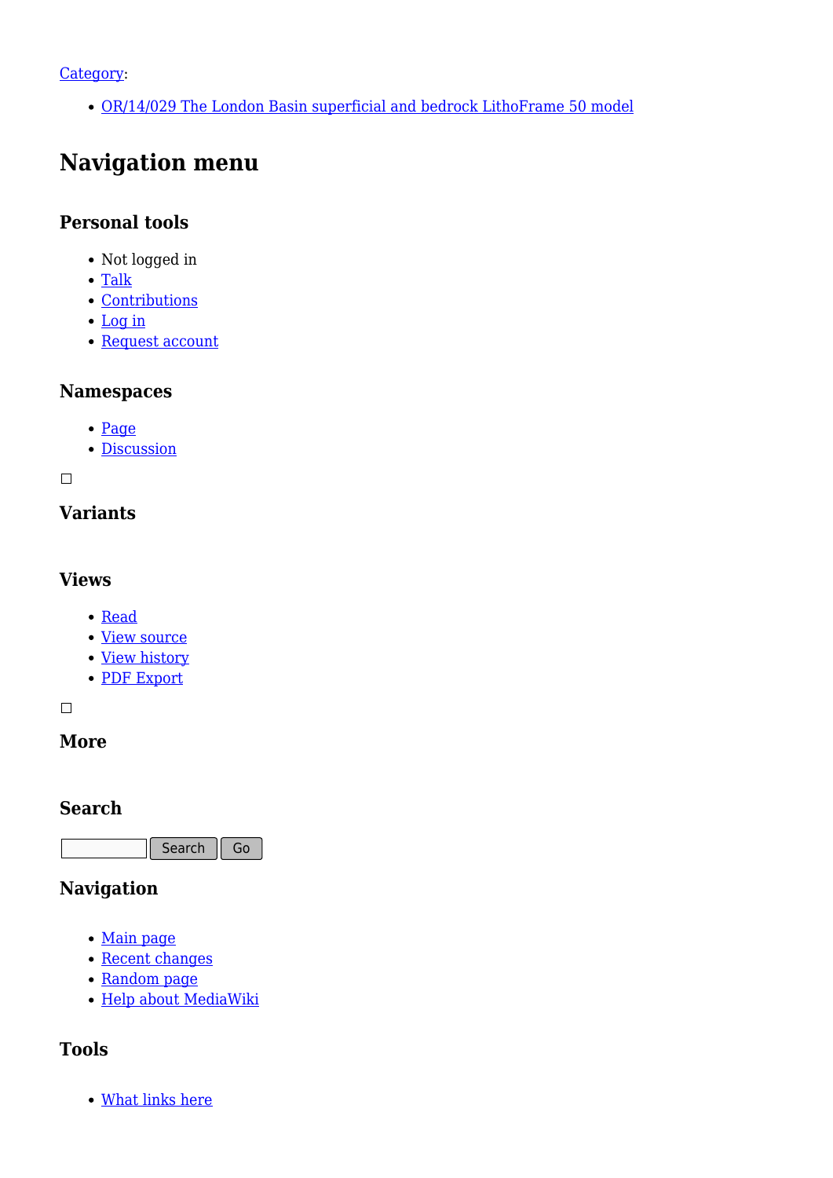Category:

- OR/14/029 The London Basin superficial and bedrock LithoFrame 50 model

## Navigation menu

### Personal tools

- Not logged in
- Talk
- Contributions
- Log in
- Request account

### Namespaces

- Page
- Discussion

### Variants

### Views

- Read
- View source
- View history
- PDF Export

### More

### Search

Search Go

### Navigation

- Main page
- Recent changes
- Random page
- Help about MediaWiki

### Tools

- What links here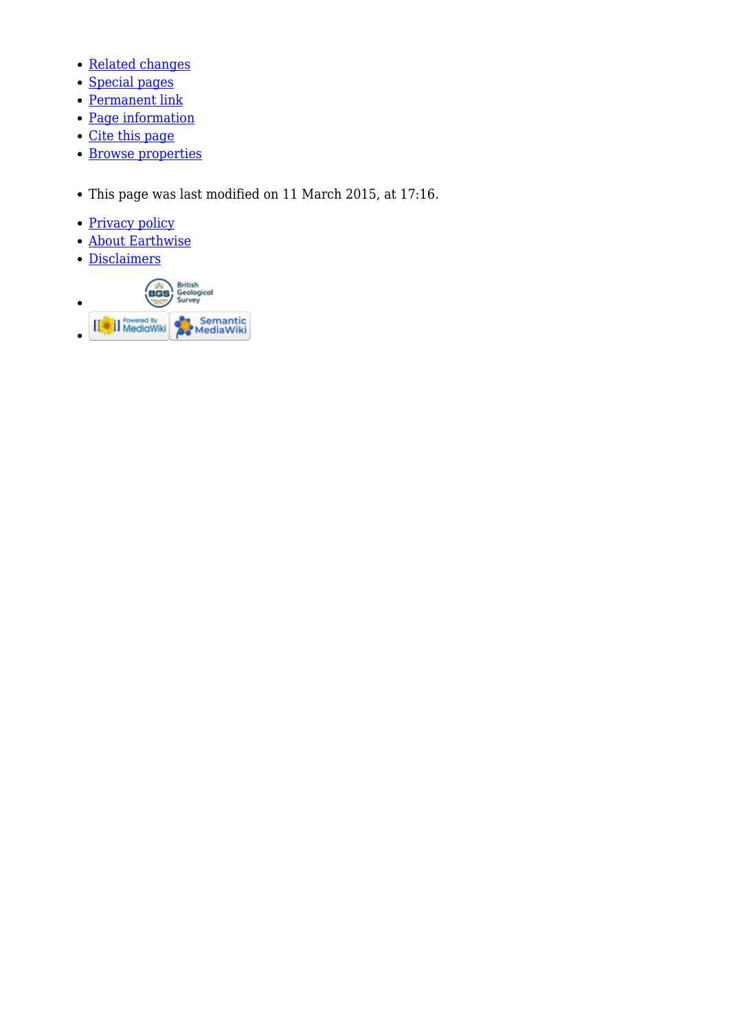- Related changes
- Special pages
- Permanent link
- Page information
- Cite this page
- Browse properties

- This page was last modified on 11 March 2015, at 17:16.

- Privacy policy
- About Earthwise
- Disclaimers